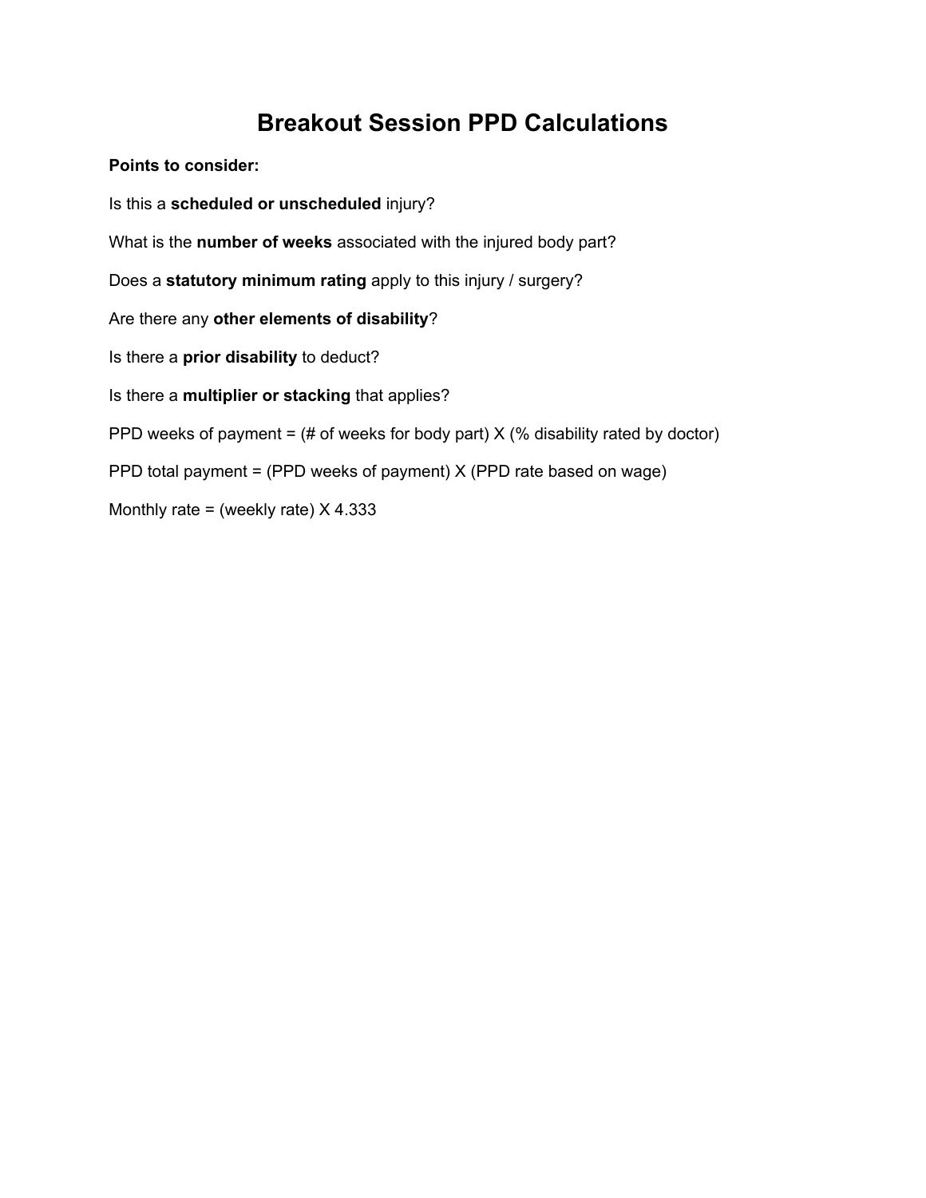# Breakout Session PPD Calculations

**Points to consider:**

Is this a **scheduled or unscheduled** injury?

What is the **number of weeks** associated with the injured body part?

Does a **statutory minimum rating** apply to this injury / surgery?

Are there any **other elements of disability**?

Is there a **prior disability** to deduct?

Is there a **multiplier or stacking** that applies?

PPD weeks of payment = (# of weeks for body part) X (% disability rated by doctor)

PPD total payment = (PPD weeks of payment) X (PPD rate based on wage)

Monthly rate = (weekly rate) X 4.333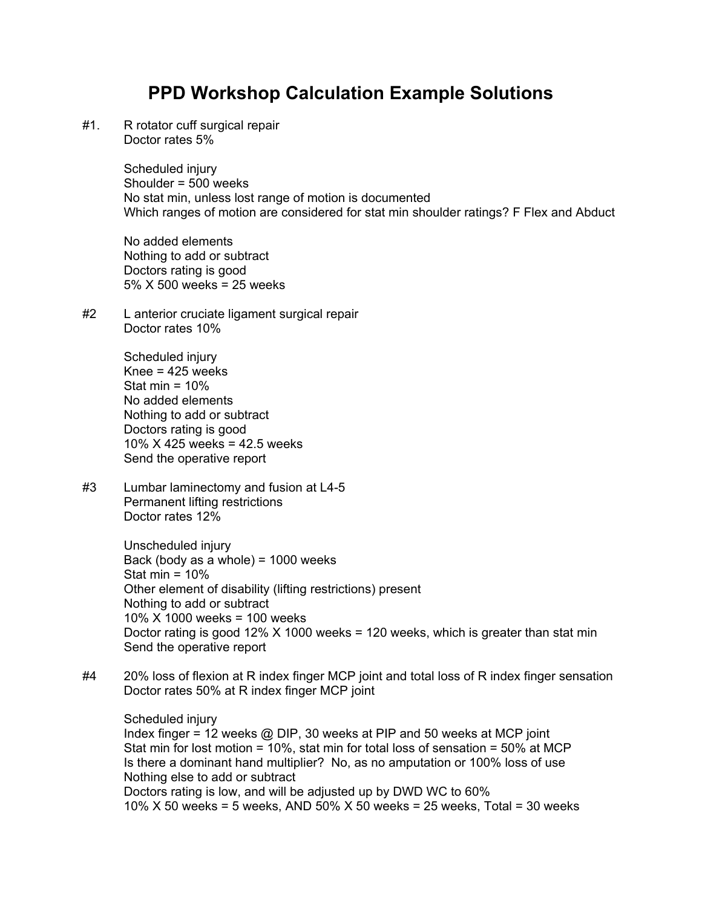# PPD Workshop Calculation Example Solutions

#1. R rotator cuff surgical repair
Doctor rates 5%

Scheduled injury
Shoulder = 500 weeks
No stat min, unless lost range of motion is documented
Which ranges of motion are considered for stat min shoulder ratings? F Flex and Abduct

No added elements
Nothing to add or subtract
Doctors rating is good
5% X 500 weeks = 25 weeks

#2 L anterior cruciate ligament surgical repair
Doctor rates 10%

Scheduled injury
Knee = 425 weeks
Stat min = 10%
No added elements
Nothing to add or subtract
Doctors rating is good
10% X 425 weeks = 42.5 weeks
Send the operative report

#3 Lumbar laminectomy and fusion at L4-5
Permanent lifting restrictions
Doctor rates 12%

Unscheduled injury
Back (body as a whole) = 1000 weeks
Stat min = 10%
Other element of disability (lifting restrictions) present
Nothing to add or subtract
10% X 1000 weeks = 100 weeks
Doctor rating is good 12% X 1000 weeks = 120 weeks, which is greater than stat min
Send the operative report

#4 20% loss of flexion at R index finger MCP joint and total loss of R index finger sensation
Doctor rates 50% at R index finger MCP joint

Scheduled injury
Index finger = 12 weeks @ DIP, 30 weeks at PIP and 50 weeks at MCP joint
Stat min for lost motion = 10%, stat min for total loss of sensation = 50% at MCP
Is there a dominant hand multiplier? No, as no amputation or 100% loss of use
Nothing else to add or subtract
Doctors rating is low, and will be adjusted up by DWD WC to 60%
10% X 50 weeks = 5 weeks, AND 50% X 50 weeks = 25 weeks, Total = 30 weeks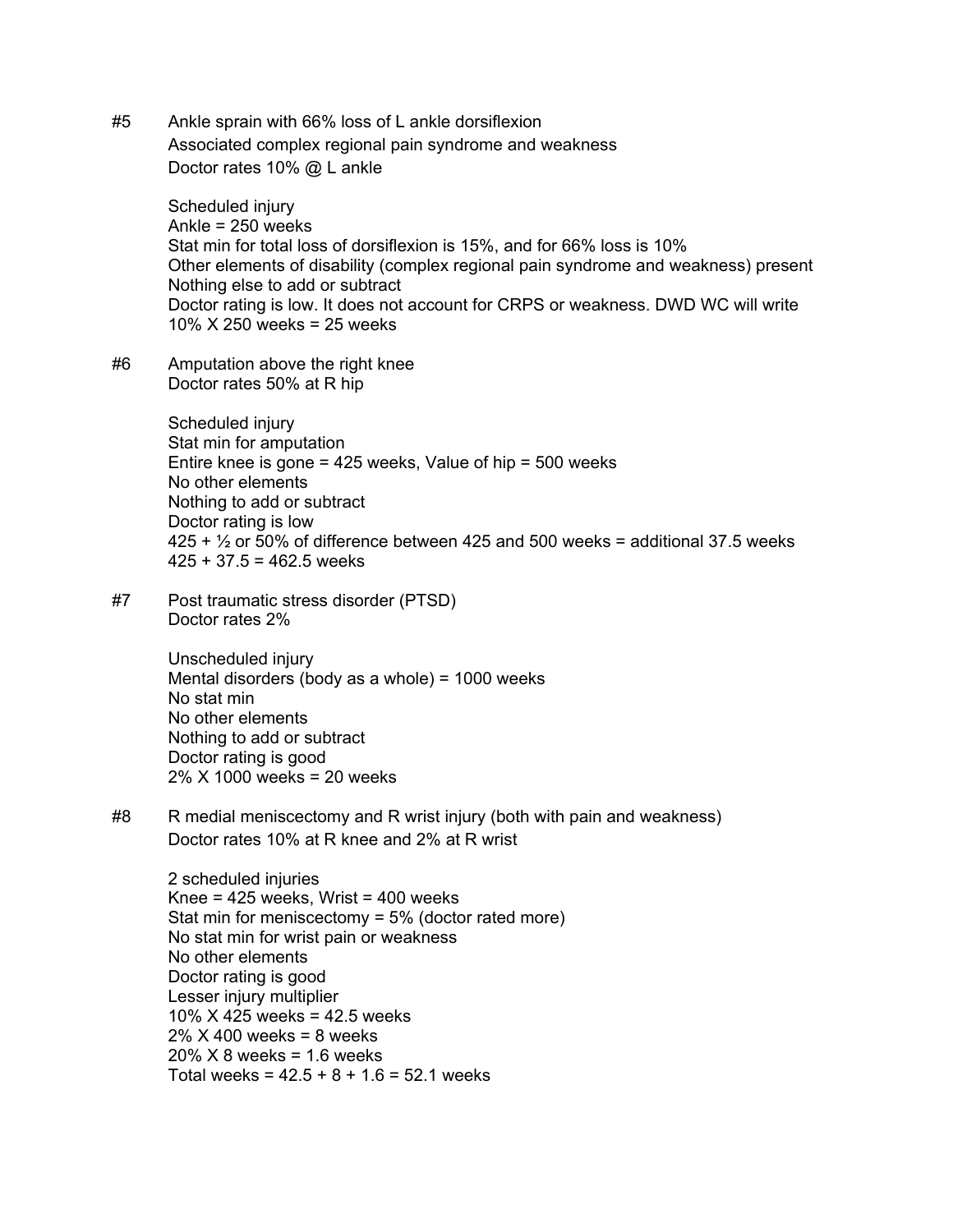#5 Ankle sprain with 66% loss of L ankle dorsiflexion
Associated complex regional pain syndrome and weakness
Doctor rates 10% @ L ankle

Scheduled injury
Ankle = 250 weeks
Stat min for total loss of dorsiflexion is 15%, and for 66% loss is 10%
Other elements of disability (complex regional pain syndrome and weakness) present
Nothing else to add or subtract
Doctor rating is low. It does not account for CRPS or weakness. DWD WC will write
10% X 250 weeks = 25 weeks

#6 Amputation above the right knee
Doctor rates 50% at R hip

Scheduled injury
Stat min for amputation
Entire knee is gone = 425 weeks, Value of hip = 500 weeks
No other elements
Nothing to add or subtract
Doctor rating is low
425 + ½ or 50% of difference between 425 and 500 weeks = additional 37.5 weeks
425 + 37.5 = 462.5 weeks

#7 Post traumatic stress disorder (PTSD)
Doctor rates 2%

Unscheduled injury
Mental disorders (body as a whole) = 1000 weeks
No stat min
No other elements
Nothing to add or subtract
Doctor rating is good
2% X 1000 weeks = 20 weeks

#8 R medial meniscectomy and R wrist injury (both with pain and weakness)
Doctor rates 10% at R knee and 2% at R wrist

2 scheduled injuries
Knee = 425 weeks, Wrist = 400 weeks
Stat min for meniscectomy = 5% (doctor rated more)
No stat min for wrist pain or weakness
No other elements
Doctor rating is good
Lesser injury multiplier
10% X 425 weeks = 42.5 weeks
2% X 400 weeks = 8 weeks
20% X 8 weeks = 1.6 weeks
Total weeks = 42.5 + 8 + 1.6 = 52.1 weeks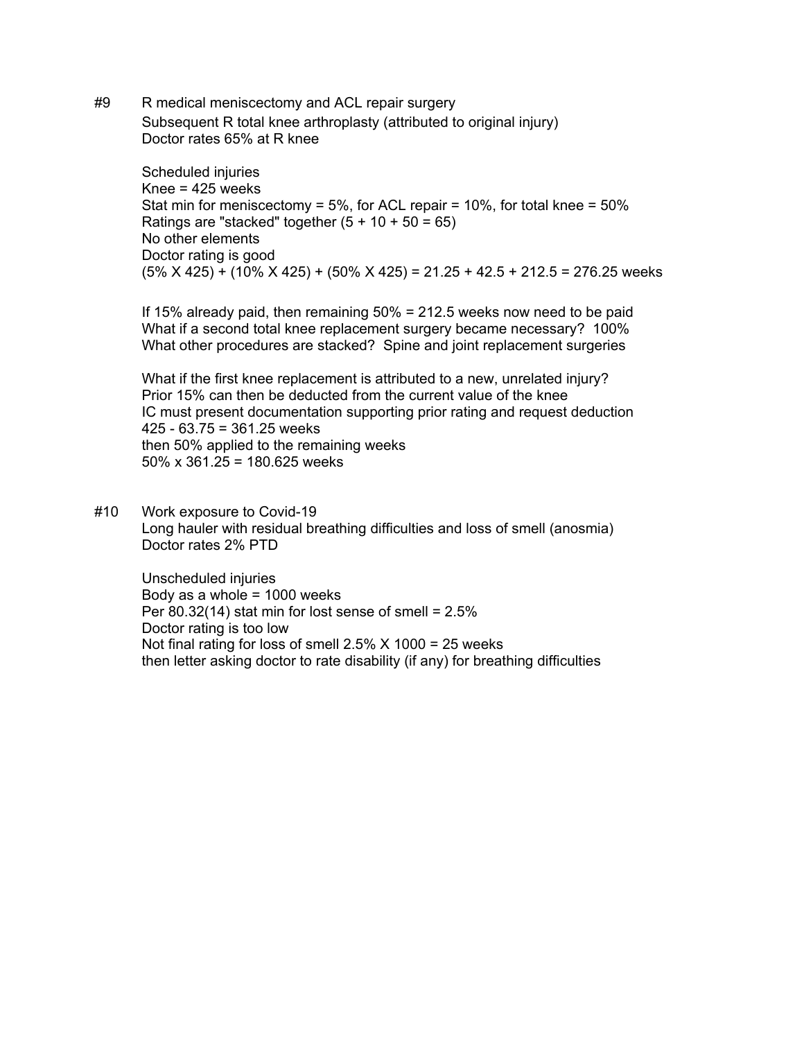#9 R medical meniscectomy and ACL repair surgery
Subsequent R total knee arthroplasty (attributed to original injury)
Doctor rates 65% at R knee

Scheduled injuries
Knee = 425 weeks
Stat min for meniscectomy = 5%, for ACL repair = 10%, for total knee = 50%
Ratings are "stacked" together (5 + 10 + 50 = 65)
No other elements
Doctor rating is good
(5% X 425) + (10% X 425) + (50% X 425) = 21.25 + 42.5 + 212.5 = 276.25 weeks

If 15% already paid, then remaining 50% = 212.5 weeks now need to be paid
What if a second total knee replacement surgery became necessary? 100%
What other procedures are stacked? Spine and joint replacement surgeries

What if the first knee replacement is attributed to a new, unrelated injury?
Prior 15% can then be deducted from the current value of the knee
IC must present documentation supporting prior rating and request deduction
425 - 63.75 = 361.25 weeks
then 50% applied to the remaining weeks
50% x 361.25 = 180.625 weeks

#10 Work exposure to Covid-19
Long hauler with residual breathing difficulties and loss of smell (anosmia)
Doctor rates 2% PTD

Unscheduled injuries
Body as a whole = 1000 weeks
Per 80.32(14) stat min for lost sense of smell = 2.5%
Doctor rating is too low
Not final rating for loss of smell 2.5% X 1000 = 25 weeks
then letter asking doctor to rate disability (if any) for breathing difficulties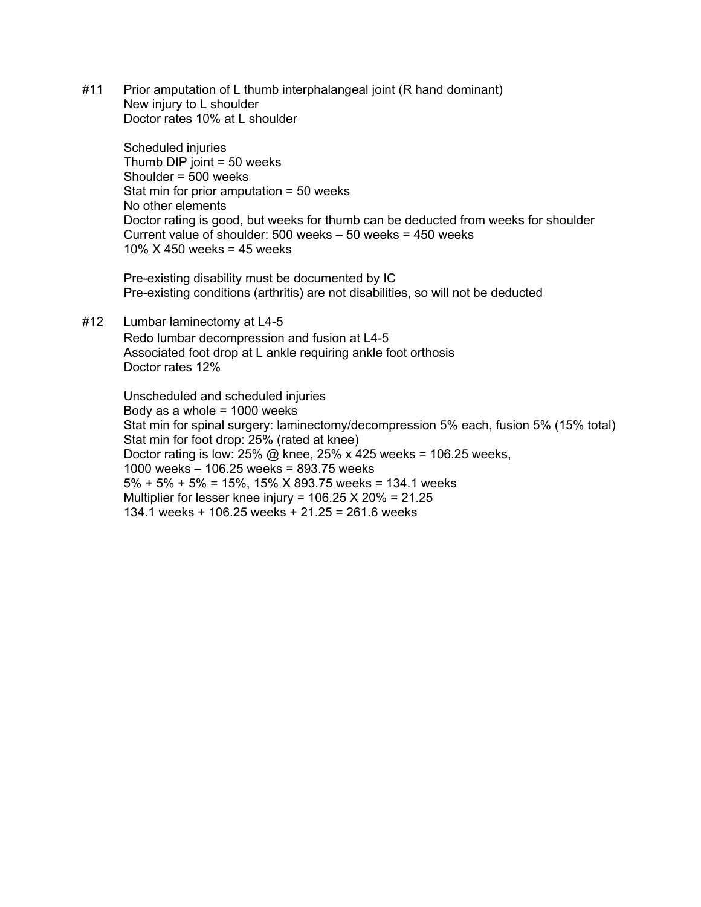#11 Prior amputation of L thumb interphalangeal joint (R hand dominant)
New injury to L shoulder
Doctor rates 10% at L shoulder

Scheduled injuries
Thumb DIP joint = 50 weeks
Shoulder = 500 weeks
Stat min for prior amputation = 50 weeks
No other elements
Doctor rating is good, but weeks for thumb can be deducted from weeks for shoulder
Current value of shoulder: 500 weeks – 50 weeks = 450 weeks
10% X 450 weeks = 45 weeks

Pre-existing disability must be documented by IC
Pre-existing conditions (arthritis) are not disabilities, so will not be deducted

#12 Lumbar laminectomy at L4-5
Redo lumbar decompression and fusion at L4-5
Associated foot drop at L ankle requiring ankle foot orthosis
Doctor rates 12%

Unscheduled and scheduled injuries
Body as a whole = 1000 weeks
Stat min for spinal surgery: laminectomy/decompression 5% each, fusion 5% (15% total)
Stat min for foot drop: 25% (rated at knee)
Doctor rating is low: 25% @ knee, 25% x 425 weeks = 106.25 weeks,
1000 weeks – 106.25 weeks = 893.75 weeks
5% + 5% + 5% = 15%, 15% X 893.75 weeks = 134.1 weeks
Multiplier for lesser knee injury = 106.25 X 20% = 21.25
134.1 weeks + 106.25 weeks + 21.25 = 261.6 weeks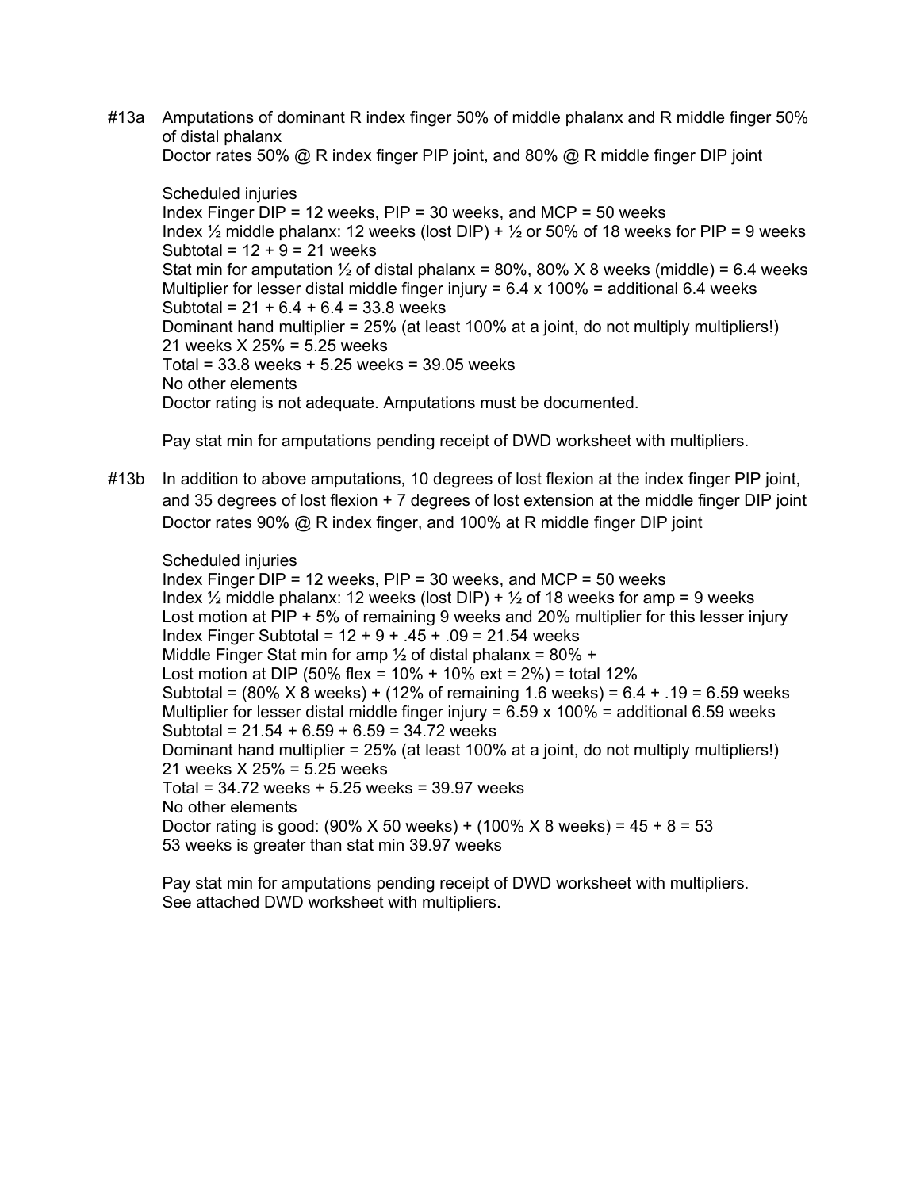#13a Amputations of dominant R index finger 50% of middle phalanx and R middle finger 50% of distal phalanx
Doctor rates 50% @ R index finger PIP joint, and 80% @ R middle finger DIP joint

Scheduled injuries
Index Finger DIP = 12 weeks, PIP = 30 weeks, and MCP = 50 weeks
Index ½ middle phalanx: 12 weeks (lost DIP) + ½ or 50% of 18 weeks for PIP = 9 weeks
Subtotal = 12 + 9 = 21 weeks
Stat min for amputation ½ of distal phalanx = 80%, 80% X 8 weeks (middle) = 6.4 weeks
Multiplier for lesser distal middle finger injury = 6.4 x 100% = additional 6.4 weeks
Subtotal = 21 + 6.4 + 6.4 = 33.8 weeks
Dominant hand multiplier = 25% (at least 100% at a joint, do not multiply multipliers!)
21 weeks X 25% = 5.25 weeks
Total = 33.8 weeks + 5.25 weeks = 39.05 weeks
No other elements
Doctor rating is not adequate. Amputations must be documented.

Pay stat min for amputations pending receipt of DWD worksheet with multipliers.

#13b In addition to above amputations, 10 degrees of lost flexion at the index finger PIP joint, and 35 degrees of lost flexion + 7 degrees of lost extension at the middle finger DIP joint
Doctor rates 90% @ R index finger, and 100% at R middle finger DIP joint

Scheduled injuries
Index Finger DIP = 12 weeks, PIP = 30 weeks, and MCP = 50 weeks
Index ½ middle phalanx: 12 weeks (lost DIP) + ½ of 18 weeks for amp = 9 weeks
Lost motion at PIP + 5% of remaining 9 weeks and 20% multiplier for this lesser injury
Index Finger Subtotal = 12 + 9 + .45 + .09 = 21.54 weeks
Middle Finger Stat min for amp ½ of distal phalanx = 80% +
Lost motion at DIP (50% flex = 10% + 10% ext = 2%) = total 12%
Subtotal = (80% X 8 weeks) + (12% of remaining 1.6 weeks) = 6.4 + .19 = 6.59 weeks
Multiplier for lesser distal middle finger injury = 6.59 x 100% = additional 6.59 weeks
Subtotal = 21.54 + 6.59 + 6.59 = 34.72 weeks
Dominant hand multiplier = 25% (at least 100% at a joint, do not multiply multipliers!)
21 weeks X 25% = 5.25 weeks
Total = 34.72 weeks + 5.25 weeks = 39.97 weeks
No other elements
Doctor rating is good: (90% X 50 weeks) + (100% X 8 weeks) = 45 + 8 = 53
53 weeks is greater than stat min 39.97 weeks

Pay stat min for amputations pending receipt of DWD worksheet with multipliers.
See attached DWD worksheet with multipliers.